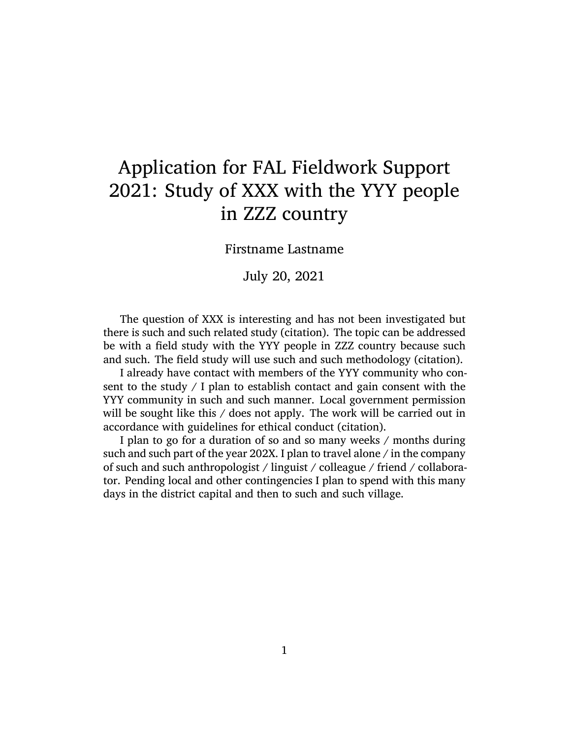# Application for FAL Fieldwork Support 2021: Study of XXX with the YYY people in ZZZ country

Firstname Lastname

July 20, 2021

The question of XXX is interesting and has not been investigated but there is such and such related study (citation). The topic can be addressed be with a field study with the YYY people in ZZZ country because such and such. The field study will use such and such methodology (citation).

I already have contact with members of the YYY community who consent to the study / I plan to establish contact and gain consent with the YYY community in such and such manner. Local government permission will be sought like this / does not apply. The work will be carried out in accordance with guidelines for ethical conduct (citation).

I plan to go for a duration of so and so many weeks / months during such and such part of the year 202X. I plan to travel alone / in the company of such and such anthropologist / linguist / colleague / friend / collaborator. Pending local and other contingencies I plan to spend with this many days in the district capital and then to such and such village.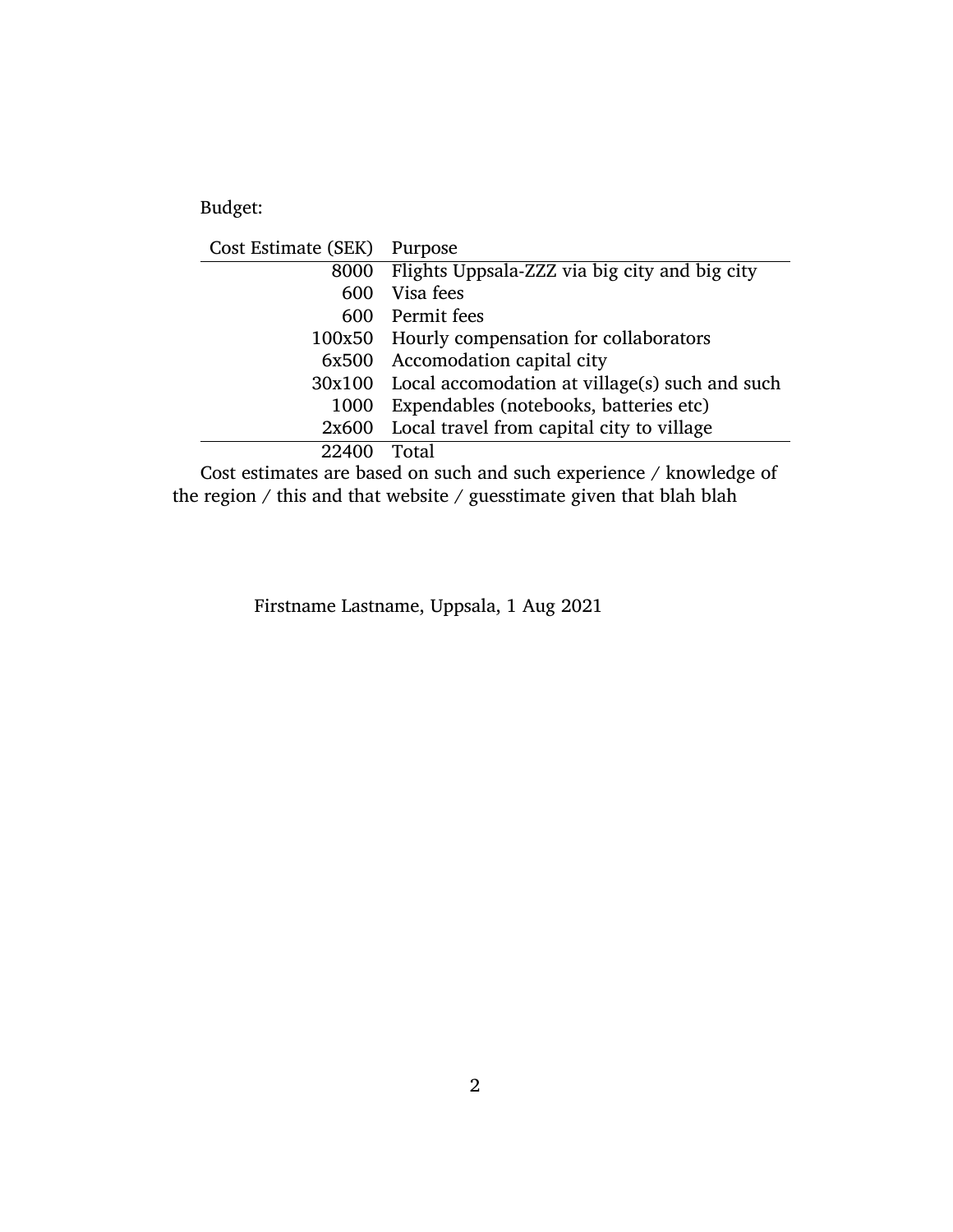Budget:

| Cost Estimate (SEK) | Purpose |
|---:|---|
| 8000 | Flights Uppsala-ZZZ via big city and big city |
| 600 | Visa fees |
| 600 | Permit fees |
| 100x50 | Hourly compensation for collaborators |
| 6x500 | Accomodation capital city |
| 30x100 | Local accomodation at village(s) such and such |
| 1000 | Expendables (notebooks, batteries etc) |
| 2x600 | Local travel from capital city to village |
| 22400 | Total |

Cost estimates are based on such and such experience / knowledge of the region / this and that website / guesstimate given that blah blah

Firstname Lastname, Uppsala, 1 Aug 2021